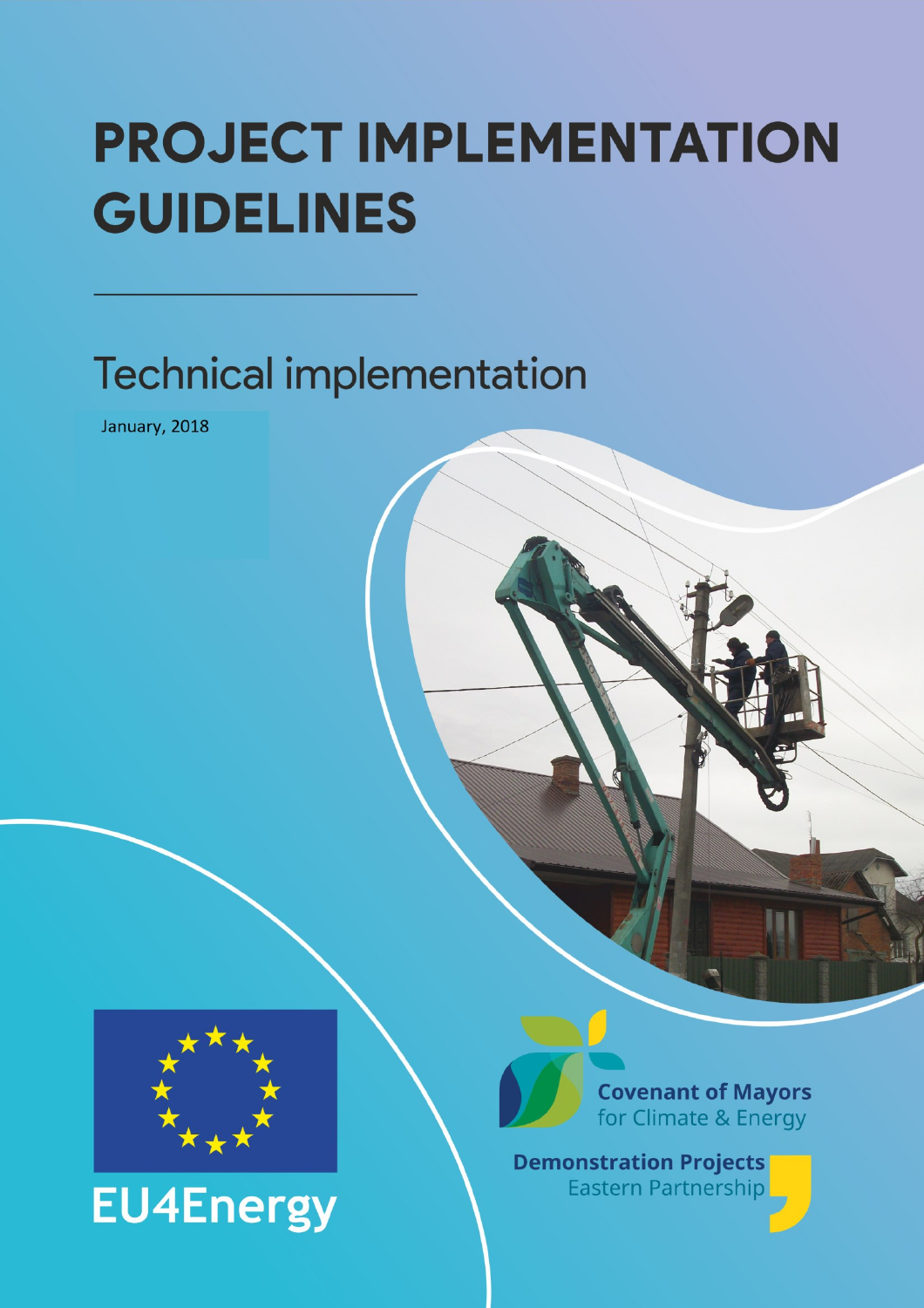# PROJECT IMPLEMENTATION GUIDELINES

## Technical implementation

January, 2018

EU4Energy

Covenant of Mayors for Climate & Energy

Demonstration Projects Eastern Partnership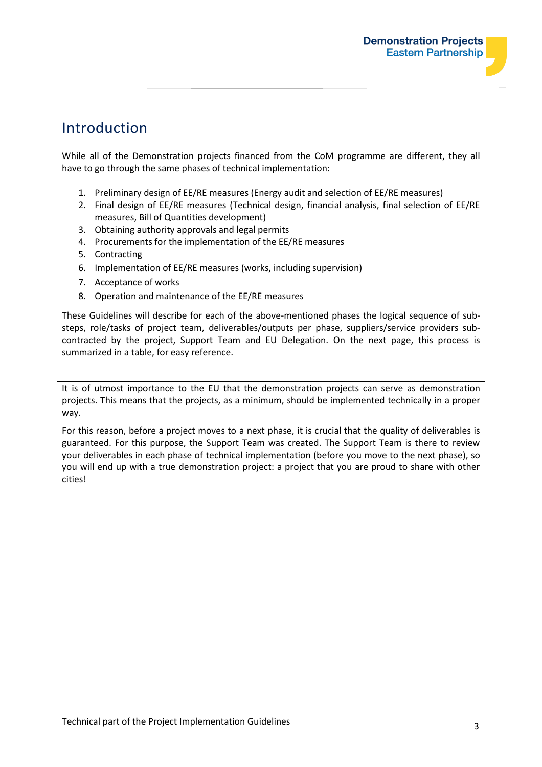# Introduction

While all of the Demonstration projects financed from the CoM programme are different, they all have to go through the same phases of technical implementation:

1. Preliminary design of EE/RE measures (Energy audit and selection of EE/RE measures)
2. Final design of EE/RE measures (Technical design, financial analysis, final selection of EE/RE measures, Bill of Quantities development)
3. Obtaining authority approvals and legal permits
4. Procurements for the implementation of the EE/RE measures
5. Contracting
6. Implementation of EE/RE measures (works, including supervision)
7. Acceptance of works
8. Operation and maintenance of the EE/RE measures

These Guidelines will describe for each of the above-mentioned phases the logical sequence of sub-steps, role/tasks of project team, deliverables/outputs per phase, suppliers/service providers sub-contracted by the project, Support Team and EU Delegation. On the next page, this process is summarized in a table, for easy reference.

It is of utmost importance to the EU that the demonstration projects can serve as demonstration projects. This means that the projects, as a minimum, should be implemented technically in a proper way.

For this reason, before a project moves to a next phase, it is crucial that the quality of deliverables is guaranteed. For this purpose, the Support Team was created. The Support Team is there to review your deliverables in each phase of technical implementation (before you move to the next phase), so you will end up with a true demonstration project: a project that you are proud to share with other cities!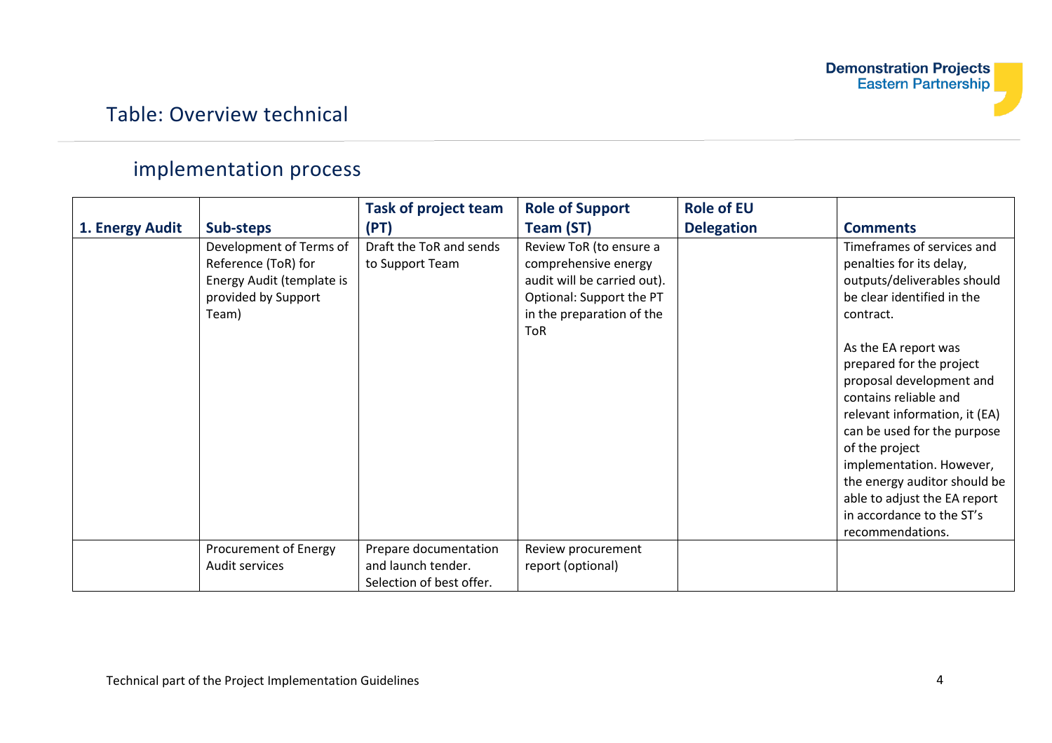# Table: Overview technical implementation process

| 1. Energy Audit | Sub-steps | Task of project team (PT) | Role of Support Team (ST) | Role of EU Delegation | Comments |
|---|---|---|---|---|---|
| | Development of Terms of Reference (ToR) for Energy Audit (template is provided by Support Team) | Draft the ToR and sends to Support Team | Review ToR (to ensure a comprehensive energy audit will be carried out). Optional: Support the PT in the preparation of the ToR | | Timeframes of services and penalties for its delay, outputs/deliverables should be clear identified in the contract.<br><br>As the EA report was prepared for the project proposal development and contains reliable and relevant information, it (EA) can be used for the purpose of the project implementation. However, the energy auditor should be able to adjust the EA report in accordance to the ST's recommendations. |
| | Procurement of Energy Audit services | Prepare documentation and launch tender. Selection of best offer. | Review procurement report (optional) | | |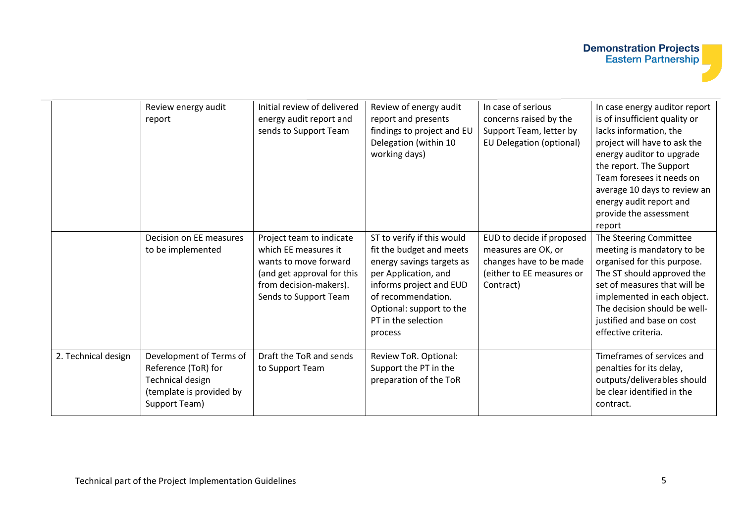| | | | | | |
|---|---|---|---|---|---|
| | Review energy audit report | Initial review of delivered energy audit report and sends to Support Team | Review of energy audit report and presents findings to project and EU Delegation (within 10 working days) | In case of serious concerns raised by the Support Team, letter by EU Delegation (optional) | In case energy auditor report is of insufficient quality or lacks information, the project will have to ask the energy auditor to upgrade the report. The Support Team foresees it needs on average 10 days to review an energy audit report and provide the assessment report |
| | Decision on EE measures to be implemented | Project team to indicate which EE measures it wants to move forward (and get approval for this from decision-makers). Sends to Support Team | ST to verify if this would fit the budget and meets energy savings targets as per Application, and informs project and EUD of recommendation. Optional: support to the PT in the selection process | EUD to decide if proposed measures are OK, or changes have to be made (either to EE measures or Contract) | The Steering Committee meeting is mandatory to be organised for this purpose. The ST should approved the set of measures that will be implemented in each object. The decision should be well-justified and base on cost effective criteria. |
| 2. Technical design | Development of Terms of Reference (ToR) for Technical design (template is provided by Support Team) | Draft the ToR and sends to Support Team | Review ToR. Optional: Support the PT in the preparation of the ToR | | Timeframes of services and penalties for its delay, outputs/deliverables should be clear identified in the contract. |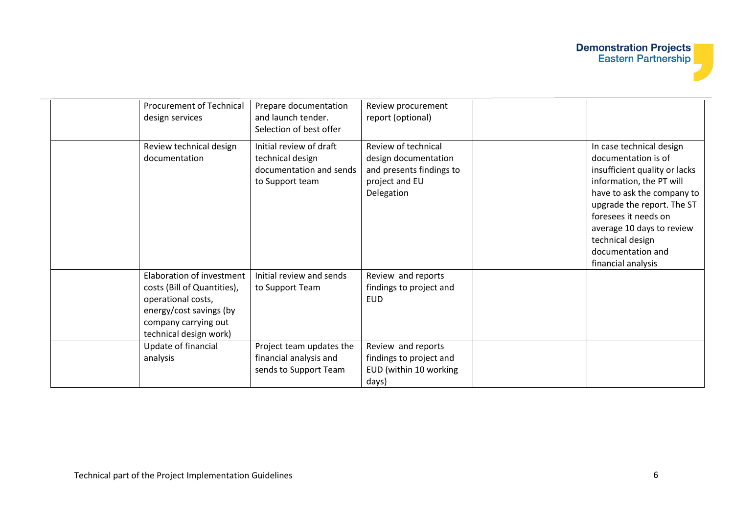|  |  |  |  |  |  |
|---|---|---|---|---|---|
|  | Procurement of Technical design services | Prepare documentation and launch tender. Selection of best offer | Review procurement report (optional) |  |  |
|  | Review technical design documentation | Initial review of draft technical design documentation and sends to Support team | Review of technical design documentation and presents findings to project and EU Delegation |  | In case technical design documentation is of insufficient quality or lacks information, the PT will have to ask the company to upgrade the report. The ST foresees it needs on average 10 days to review technical design documentation and financial analysis |
|  | Elaboration of investment costs (Bill of Quantities), operational costs, energy/cost savings (by company carrying out technical design work) | Initial review and sends to Support Team | Review and reports findings to project and EUD |  |  |
|  | Update of financial analysis | Project team updates the financial analysis and sends to Support Team | Review and reports findings to project and EUD (within 10 working days) |  |  |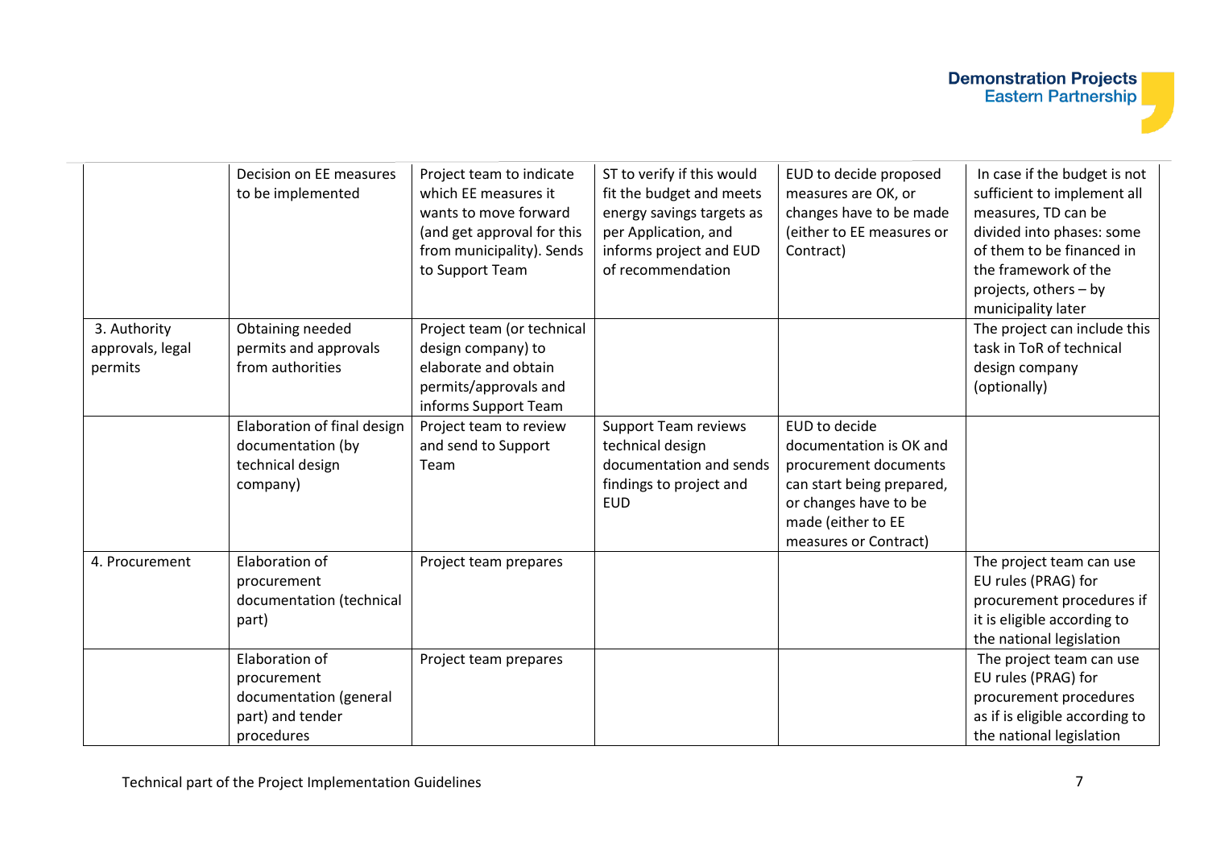| | | | | | |
|---|---|---|---|---|---|
| | Decision on EE measures to be implemented | Project team to indicate which EE measures it wants to move forward (and get approval for this from municipality). Sends to Support Team | ST to verify if this would fit the budget and meets energy savings targets as per Application, and informs project and EUD of recommendation | EUD to decide proposed measures are OK, or changes have to be made (either to EE measures or Contract) | In case if the budget is not sufficient to implement all measures, TD can be divided into phases: some of them to be financed in the framework of the projects, others – by municipality later |
| 3. Authority approvals, legal permits | Obtaining needed permits and approvals from authorities | Project team (or technical design company) to elaborate and obtain permits/approvals and informs Support Team | | | The project can include this task in ToR of technical design company (optionally) |
| | Elaboration of final design documentation (by technical design company) | Project team to review and send to Support Team | Support Team reviews technical design documentation and sends findings to project and EUD | EUD to decide documentation is OK and procurement documents can start being prepared, or changes have to be made (either to EE measures or Contract) | |
| 4. Procurement | Elaboration of procurement documentation (technical part) | Project team prepares | | | The project team can use EU rules (PRAG) for procurement procedures if it is eligible according to the national legislation |
| | Elaboration of procurement documentation (general part) and tender procedures | Project team prepares | | | The project team can use EU rules (PRAG) for procurement procedures as if is eligible according to the national legislation |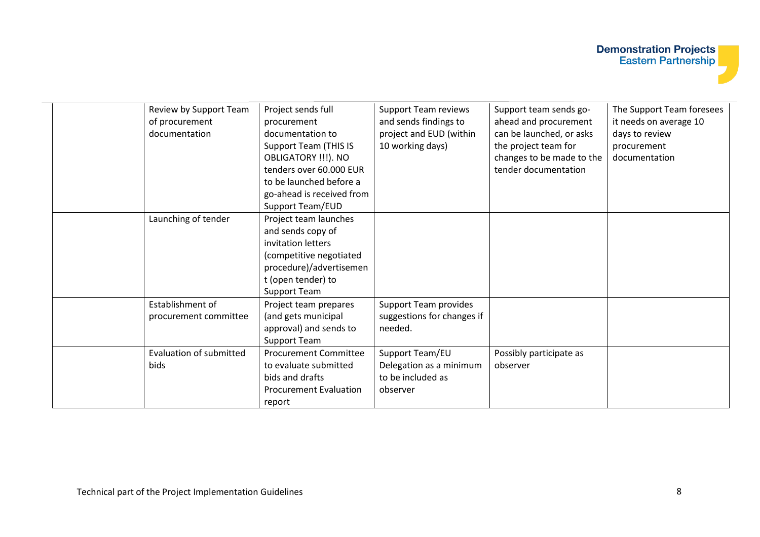| | | | | | |
|---|---|---|---|---|---|
| | Review by Support Team of procurement documentation | Project sends full procurement documentation to Support Team (THIS IS OBLIGATORY !!!). NO tenders over 60.000 EUR to be launched before a go-ahead is received from Support Team/EUD | Support Team reviews and sends findings to project and EUD (within 10 working days) | Support team sends go-ahead and procurement can be launched, or asks the project team for changes to be made to the tender documentation | The Support Team foresees it needs on average 10 days to review procurement documentation |
| | Launching of tender | Project team launches and sends copy of invitation letters (competitive negotiated procedure)/advertisement (open tender) to Support Team | | | |
| | Establishment of procurement committee | Project team prepares (and gets municipal approval) and sends to Support Team | Support Team provides suggestions for changes if needed. | | |
| | Evaluation of submitted bids | Procurement Committee to evaluate submitted bids and drafts Procurement Evaluation report | Support Team/EU Delegation as a minimum to be included as observer | Possibly participate as observer | |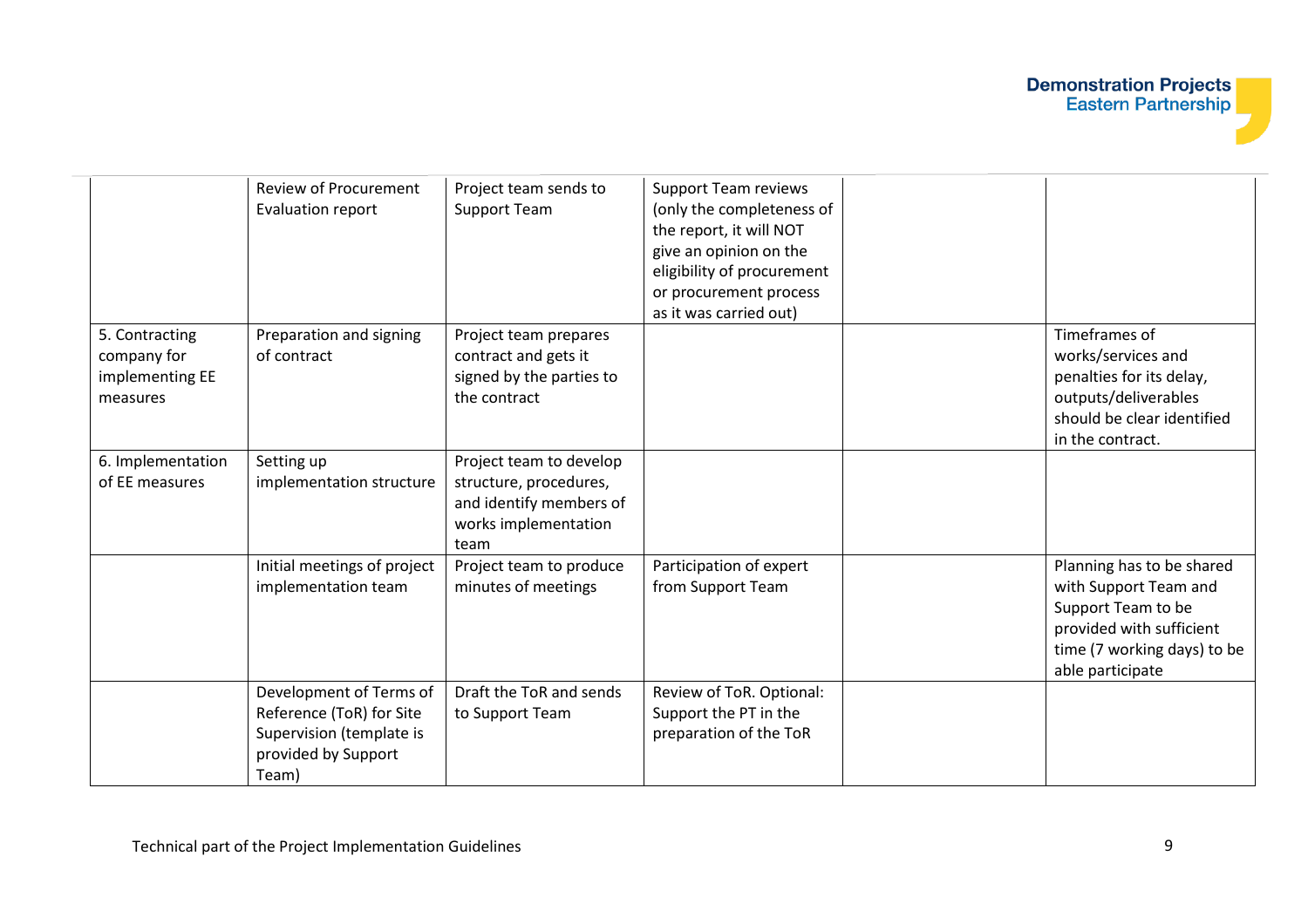| | | | | | |
|---|---|---|---|---|---|
| | Review of Procurement Evaluation report | Project team sends to Support Team | Support Team reviews (only the completeness of the report, it will NOT give an opinion on the eligibility of procurement or procurement process as it was carried out) | | |
| 5. Contracting company for implementing EE measures | Preparation and signing of contract | Project team prepares contract and gets it signed by the parties to the contract | | | Timeframes of works/services and penalties for its delay, outputs/deliverables should be clear identified in the contract. |
| 6. Implementation of EE measures | Setting up implementation structure | Project team to develop structure, procedures, and identify members of works implementation team | | | |
| | Initial meetings of project implementation team | Project team to produce minutes of meetings | Participation of expert from Support Team | | Planning has to be shared with Support Team and Support Team to be provided with sufficient time (7 working days) to be able participate |
| | Development of Terms of Reference (ToR) for Site Supervision (template is provided by Support Team) | Draft the ToR and sends to Support Team | Review of ToR. Optional: Support the PT in the preparation of the ToR | | |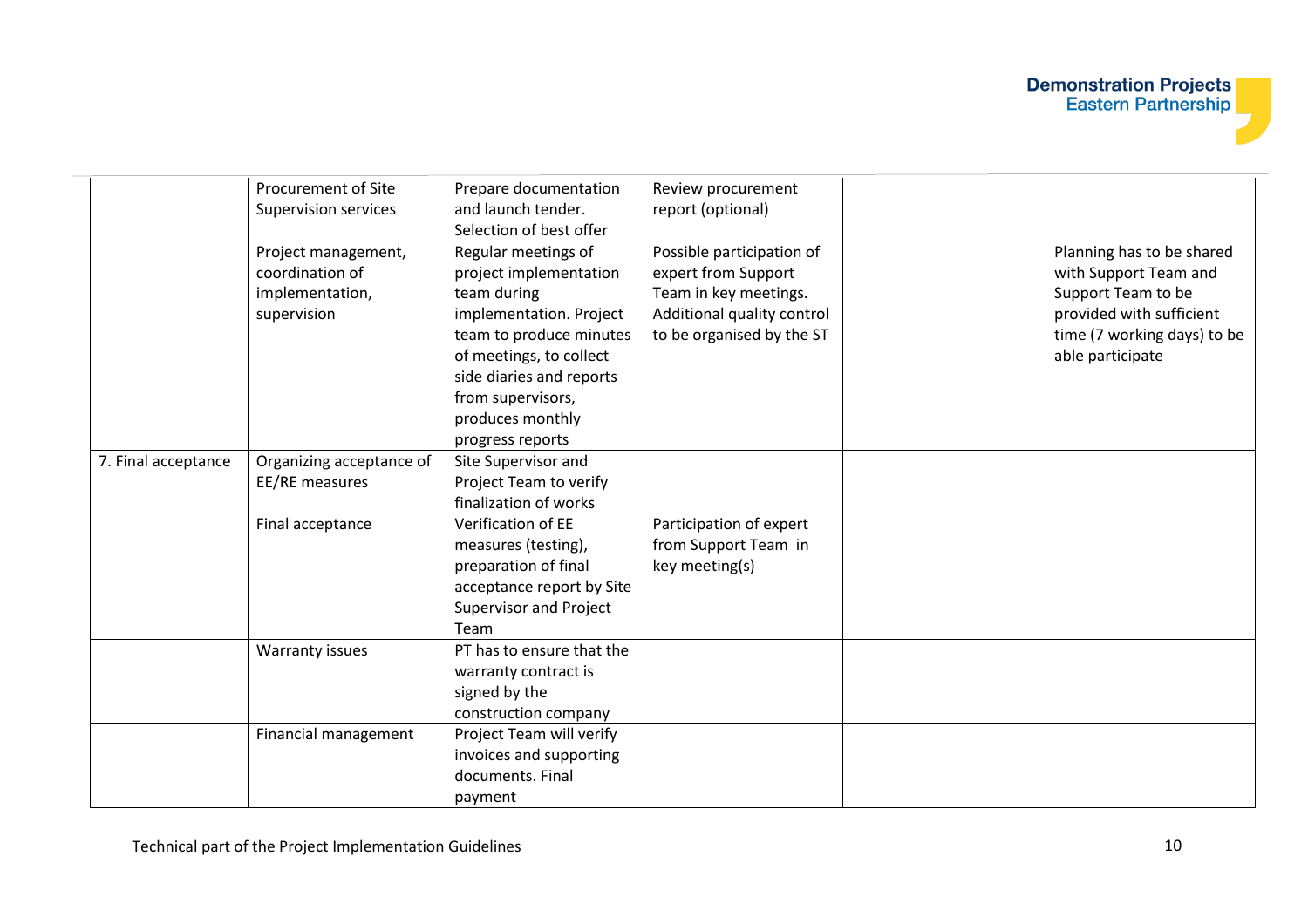| | | | | | |
|---|---|---|---|---|---|
| | Procurement of Site Supervision services | Prepare documentation and launch tender. Selection of best offer | Review procurement report (optional) | | |
| | Project management, coordination of implementation, supervision | Regular meetings of project implementation team during implementation. Project team to produce minutes of meetings, to collect side diaries and reports from supervisors, produces monthly progress reports | Possible participation of expert from Support Team in key meetings. Additional quality control to be organised by the ST | | Planning has to be shared with Support Team and Support Team to be provided with sufficient time (7 working days) to be able participate |
| 7. Final acceptance | Organizing acceptance of EE/RE measures | Site Supervisor and Project Team to verify finalization of works | | | |
| | Final acceptance | Verification of EE measures (testing), preparation of final acceptance report by Site Supervisor and Project Team | Participation of expert from Support Team in key meeting(s) | | |
| | Warranty issues | PT has to ensure that the warranty contract is signed by the construction company | | | |
| | Financial management | Project Team will verify invoices and supporting documents. Final payment | | | |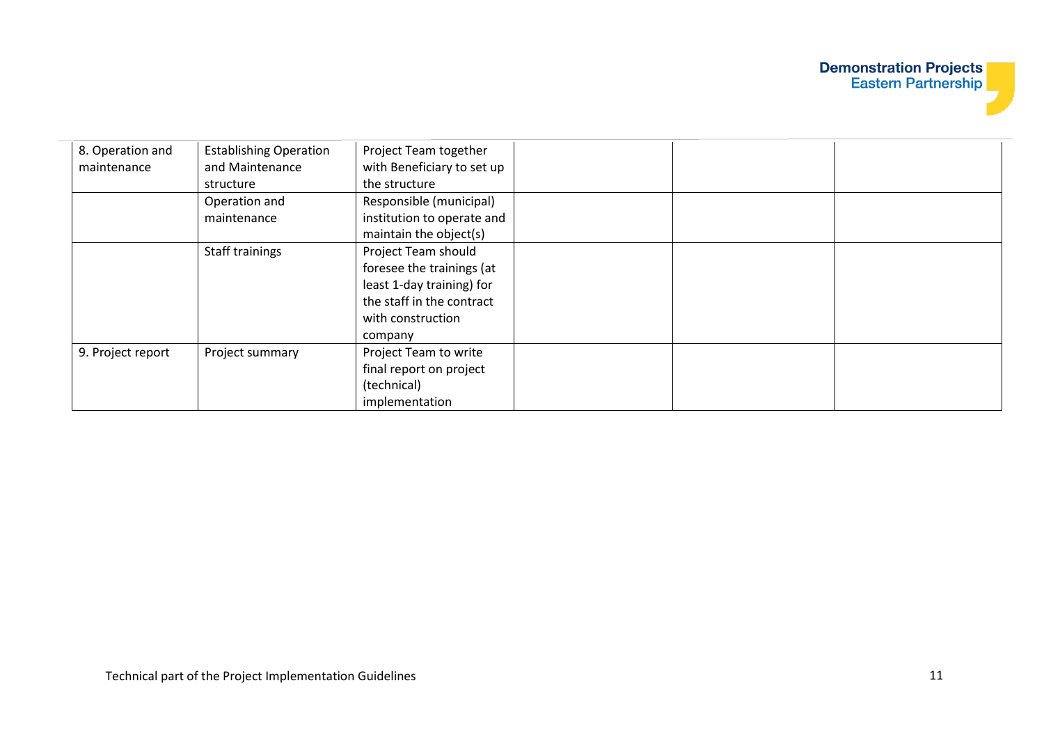| | | | | | |
|---|---|---|---|---|---|
| 8. Operation and maintenance | Establishing Operation and Maintenance structure | Project Team together with Beneficiary to set up the structure | | | |
| | Operation and maintenance | Responsible (municipal) institution to operate and maintain the object(s) | | | |
| | Staff trainings | Project Team should foresee the trainings (at least 1-day training) for the staff in the contract with construction company | | | |
| 9. Project report | Project summary | Project Team to write final report on project (technical) implementation | | | |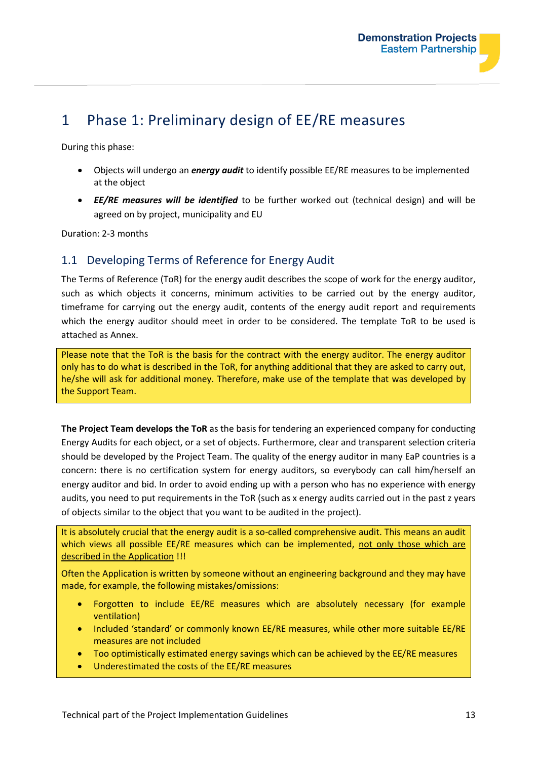# 1 Phase 1: Preliminary design of EE/RE measures

During this phase:

- Objects will undergo an ***energy audit*** to identify possible EE/RE measures to be implemented at the object
- ***EE/RE measures will be identified*** to be further worked out (technical design) and will be agreed on by project, municipality and EU

Duration: 2-3 months

## 1.1 Developing Terms of Reference for Energy Audit

The Terms of Reference (ToR) for the energy audit describes the scope of work for the energy auditor, such as which objects it concerns, minimum activities to be carried out by the energy auditor, timeframe for carrying out the energy audit, contents of the energy audit report and requirements which the energy auditor should meet in order to be considered. The template ToR to be used is attached as Annex.

> Please note that the ToR is the basis for the contract with the energy auditor. The energy auditor only has to do what is described in the ToR, for anything additional that they are asked to carry out, he/she will ask for additional money. Therefore, make use of the template that was developed by the Support Team.

**The Project Team develops the ToR** as the basis for tendering an experienced company for conducting Energy Audits for each object, or a set of objects. Furthermore, clear and transparent selection criteria should be developed by the Project Team. The quality of the energy auditor in many EaP countries is a concern: there is no certification system for energy auditors, so everybody can call him/herself an energy auditor and bid. In order to avoid ending up with a person who has no experience with energy audits, you need to put requirements in the ToR (such as x energy audits carried out in the past z years of objects similar to the object that you want to be audited in the project).

> It is absolutely crucial that the energy audit is a so-called comprehensive audit. This means an audit which views all possible EE/RE measures which can be implemented, <u>not only those which are described in the Application</u> !!!
>
> Often the Application is written by someone without an engineering background and they may have made, for example, the following mistakes/omissions:
>
> - Forgotten to include EE/RE measures which are absolutely necessary (for example ventilation)
> - Included 'standard' or commonly known EE/RE measures, while other more suitable EE/RE measures are not included
> - Too optimistically estimated energy savings which can be achieved by the EE/RE measures
> - Underestimated the costs of the EE/RE measures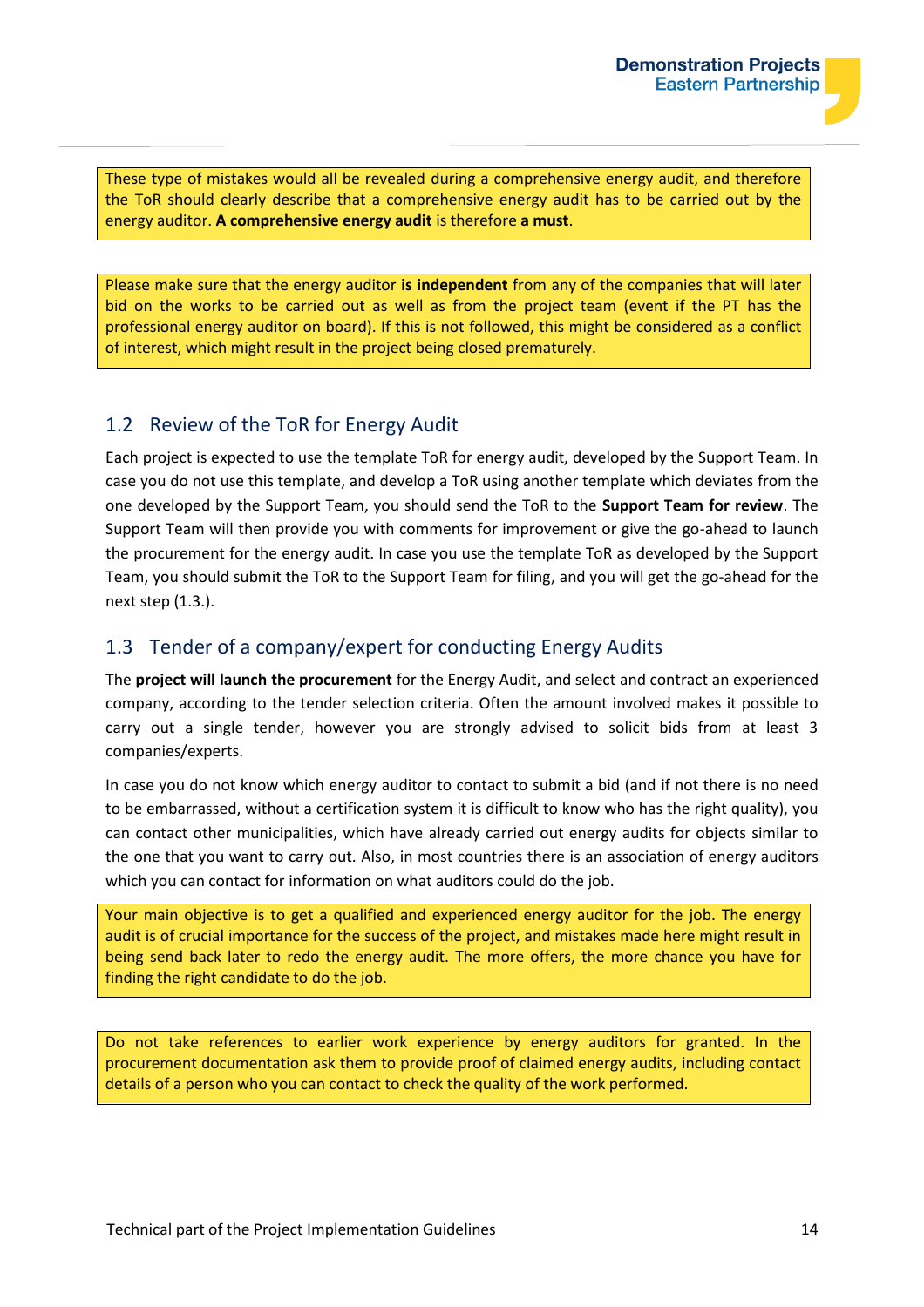These type of mistakes would all be revealed during a comprehensive energy audit, and therefore the ToR should clearly describe that a comprehensive energy audit has to be carried out by the energy auditor. **A comprehensive energy audit** is therefore **a must**.

Please make sure that the energy auditor **is independent** from any of the companies that will later bid on the works to be carried out as well as from the project team (event if the PT has the professional energy auditor on board). If this is not followed, this might be considered as a conflict of interest, which might result in the project being closed prematurely.

## 1.2 Review of the ToR for Energy Audit

Each project is expected to use the template ToR for energy audit, developed by the Support Team. In case you do not use this template, and develop a ToR using another template which deviates from the one developed by the Support Team, you should send the ToR to the **Support Team for review**. The Support Team will then provide you with comments for improvement or give the go-ahead to launch the procurement for the energy audit. In case you use the template ToR as developed by the Support Team, you should submit the ToR to the Support Team for filing, and you will get the go-ahead for the next step (1.3.).

## 1.3 Tender of a company/expert for conducting Energy Audits

The **project will launch the procurement** for the Energy Audit, and select and contract an experienced company, according to the tender selection criteria. Often the amount involved makes it possible to carry out a single tender, however you are strongly advised to solicit bids from at least 3 companies/experts.

In case you do not know which energy auditor to contact to submit a bid (and if not there is no need to be embarrassed, without a certification system it is difficult to know who has the right quality), you can contact other municipalities, which have already carried out energy audits for objects similar to the one that you want to carry out. Also, in most countries there is an association of energy auditors which you can contact for information on what auditors could do the job.

Your main objective is to get a qualified and experienced energy auditor for the job. The energy audit is of crucial importance for the success of the project, and mistakes made here might result in being send back later to redo the energy audit. The more offers, the more chance you have for finding the right candidate to do the job.

Do not take references to earlier work experience by energy auditors for granted. In the procurement documentation ask them to provide proof of claimed energy audits, including contact details of a person who you can contact to check the quality of the work performed.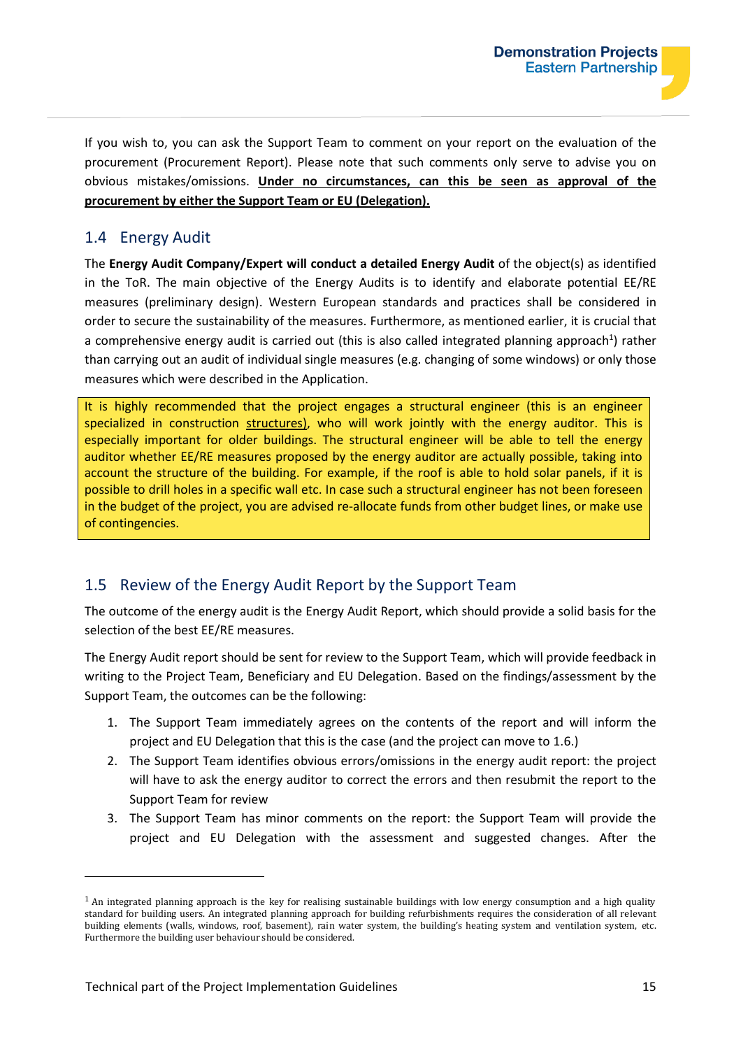If you wish to, you can ask the Support Team to comment on your report on the evaluation of the procurement (Procurement Report). Please note that such comments only serve to advise you on obvious mistakes/omissions. **Under no circumstances, can this be seen as approval of the procurement by either the Support Team or EU (Delegation).**

## 1.4 Energy Audit

The **Energy Audit Company/Expert will conduct a detailed Energy Audit** of the object(s) as identified in the ToR. The main objective of the Energy Audits is to identify and elaborate potential EE/RE measures (preliminary design). Western European standards and practices shall be considered in order to secure the sustainability of the measures. Furthermore, as mentioned earlier, it is crucial that a comprehensive energy audit is carried out (this is also called integrated planning approach[1]) rather than carrying out an audit of individual single measures (e.g. changing of some windows) or only those measures which were described in the Application.

It is highly recommended that the project engages a structural engineer (this is an engineer specialized in construction structures), who will work jointly with the energy auditor. This is especially important for older buildings. The structural engineer will be able to tell the energy auditor whether EE/RE measures proposed by the energy auditor are actually possible, taking into account the structure of the building. For example, if the roof is able to hold solar panels, if it is possible to drill holes in a specific wall etc. In case such a structural engineer has not been foreseen in the budget of the project, you are advised re-allocate funds from other budget lines, or make use of contingencies.

## 1.5 Review of the Energy Audit Report by the Support Team

The outcome of the energy audit is the Energy Audit Report, which should provide a solid basis for the selection of the best EE/RE measures.

The Energy Audit report should be sent for review to the Support Team, which will provide feedback in writing to the Project Team, Beneficiary and EU Delegation. Based on the findings/assessment by the Support Team, the outcomes can be the following:

1. The Support Team immediately agrees on the contents of the report and will inform the project and EU Delegation that this is the case (and the project can move to 1.6.)
2. The Support Team identifies obvious errors/omissions in the energy audit report: the project will have to ask the energy auditor to correct the errors and then resubmit the report to the Support Team for review
3. The Support Team has minor comments on the report: the Support Team will provide the project and EU Delegation with the assessment and suggested changes. After the

[1] An integrated planning approach is the key for realising sustainable buildings with low energy consumption and a high quality standard for building users. An integrated planning approach for building refurbishments requires the consideration of all relevant building elements (walls, windows, roof, basement), rain water system, the building's heating system and ventilation system, etc. Furthermore the building user behaviour should be considered.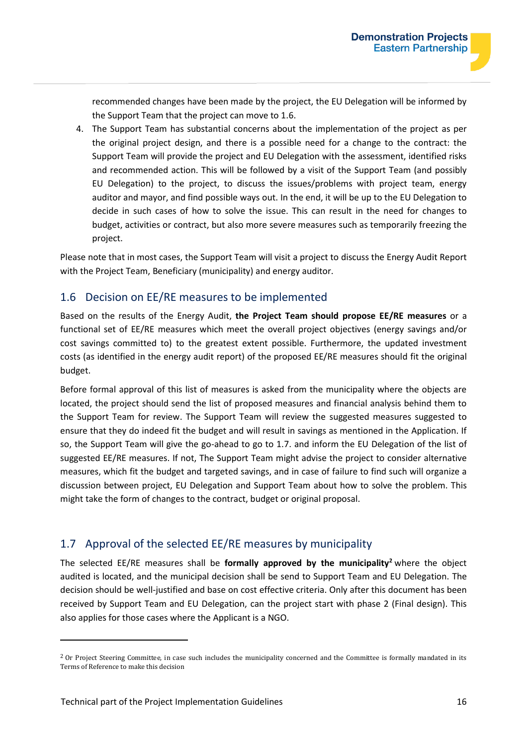recommended changes have been made by the project, the EU Delegation will be informed by the Support Team that the project can move to 1.6.

4. The Support Team has substantial concerns about the implementation of the project as per the original project design, and there is a possible need for a change to the contract: the Support Team will provide the project and EU Delegation with the assessment, identified risks and recommended action. This will be followed by a visit of the Support Team (and possibly EU Delegation) to the project, to discuss the issues/problems with project team, energy auditor and mayor, and find possible ways out. In the end, it will be up to the EU Delegation to decide in such cases of how to solve the issue. This can result in the need for changes to budget, activities or contract, but also more severe measures such as temporarily freezing the project.

Please note that in most cases, the Support Team will visit a project to discuss the Energy Audit Report with the Project Team, Beneficiary (municipality) and energy auditor.

## 1.6 Decision on EE/RE measures to be implemented

Based on the results of the Energy Audit, **the Project Team should propose EE/RE measures** or a functional set of EE/RE measures which meet the overall project objectives (energy savings and/or cost savings committed to) to the greatest extent possible. Furthermore, the updated investment costs (as identified in the energy audit report) of the proposed EE/RE measures should fit the original budget.

Before formal approval of this list of measures is asked from the municipality where the objects are located, the project should send the list of proposed measures and financial analysis behind them to the Support Team for review. The Support Team will review the suggested measures suggested to ensure that they do indeed fit the budget and will result in savings as mentioned in the Application. If so, the Support Team will give the go-ahead to go to 1.7. and inform the EU Delegation of the list of suggested EE/RE measures. If not, The Support Team might advise the project to consider alternative measures, which fit the budget and targeted savings, and in case of failure to find such will organize a discussion between project, EU Delegation and Support Team about how to solve the problem. This might take the form of changes to the contract, budget or original proposal.

## 1.7 Approval of the selected EE/RE measures by municipality

The selected EE/RE measures shall be **formally approved by the municipality**[2] where the object audited is located, and the municipal decision shall be send to Support Team and EU Delegation. The decision should be well-justified and base on cost effective criteria. Only after this document has been received by Support Team and EU Delegation, can the project start with phase 2 (Final design). This also applies for those cases where the Applicant is a NGO.

[2] Or Project Steering Committee, in case such includes the municipality concerned and the Committee is formally mandated in its Terms of Reference to make this decision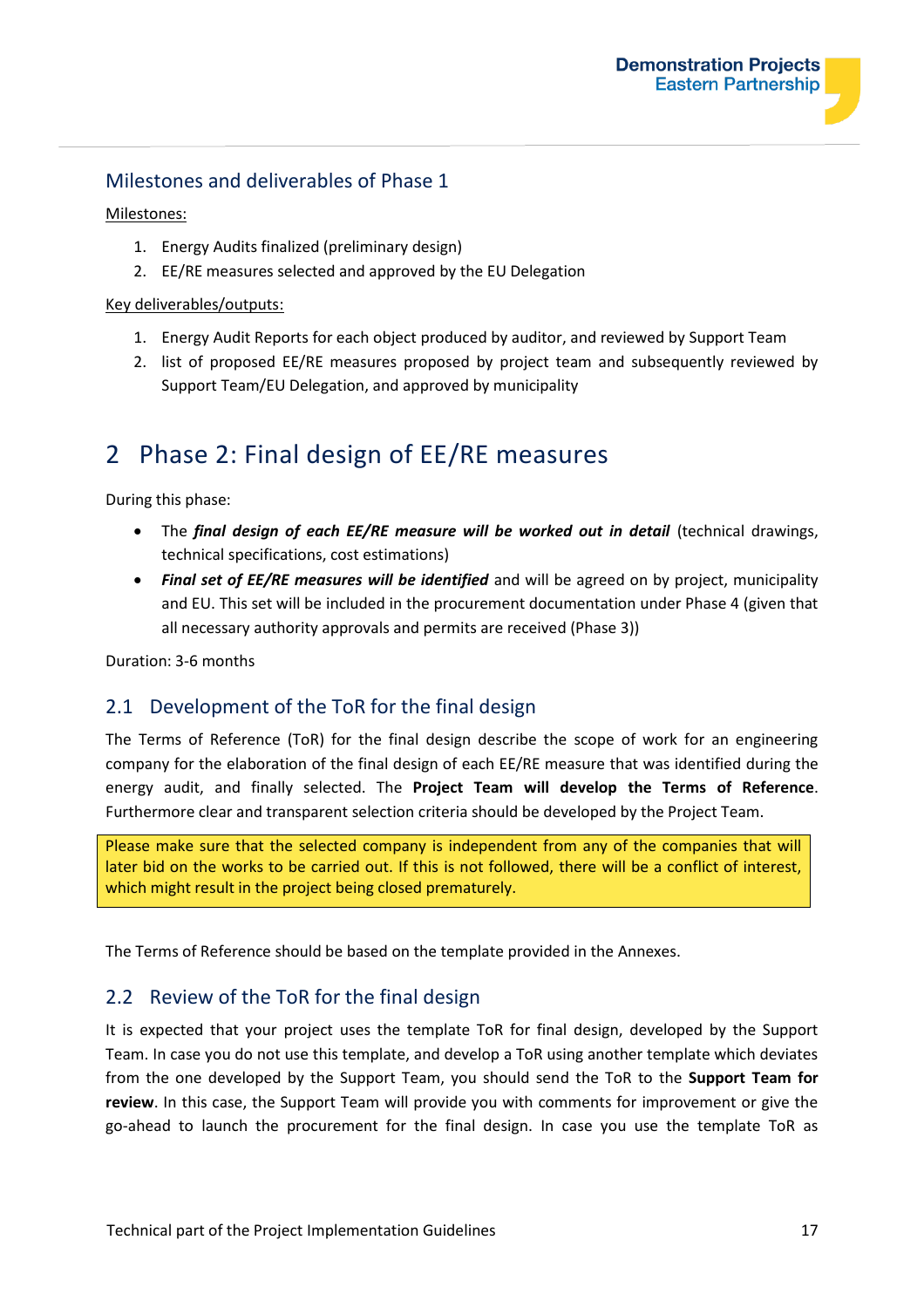### Milestones and deliverables of Phase 1

Milestones:

1. Energy Audits finalized (preliminary design)
2. EE/RE measures selected and approved by the EU Delegation

Key deliverables/outputs:

1. Energy Audit Reports for each object produced by auditor, and reviewed by Support Team
2. list of proposed EE/RE measures proposed by project team and subsequently reviewed by Support Team/EU Delegation, and approved by municipality

# 2 Phase 2: Final design of EE/RE measures

During this phase:

- The ***final design of each EE/RE measure will be worked out in detail*** (technical drawings, technical specifications, cost estimations)
- ***Final set of EE/RE measures will be identified*** and will be agreed on by project, municipality and EU. This set will be included in the procurement documentation under Phase 4 (given that all necessary authority approvals and permits are received (Phase 3))

Duration: 3-6 months

## 2.1 Development of the ToR for the final design

The Terms of Reference (ToR) for the final design describe the scope of work for an engineering company for the elaboration of the final design of each EE/RE measure that was identified during the energy audit, and finally selected. The **Project Team will develop the Terms of Reference**. Furthermore clear and transparent selection criteria should be developed by the Project Team.

Please make sure that the selected company is independent from any of the companies that will later bid on the works to be carried out. If this is not followed, there will be a conflict of interest, which might result in the project being closed prematurely.

The Terms of Reference should be based on the template provided in the Annexes.

## 2.2 Review of the ToR for the final design

It is expected that your project uses the template ToR for final design, developed by the Support Team. In case you do not use this template, and develop a ToR using another template which deviates from the one developed by the Support Team, you should send the ToR to the **Support Team for review**. In this case, the Support Team will provide you with comments for improvement or give the go-ahead to launch the procurement for the final design. In case you use the template ToR as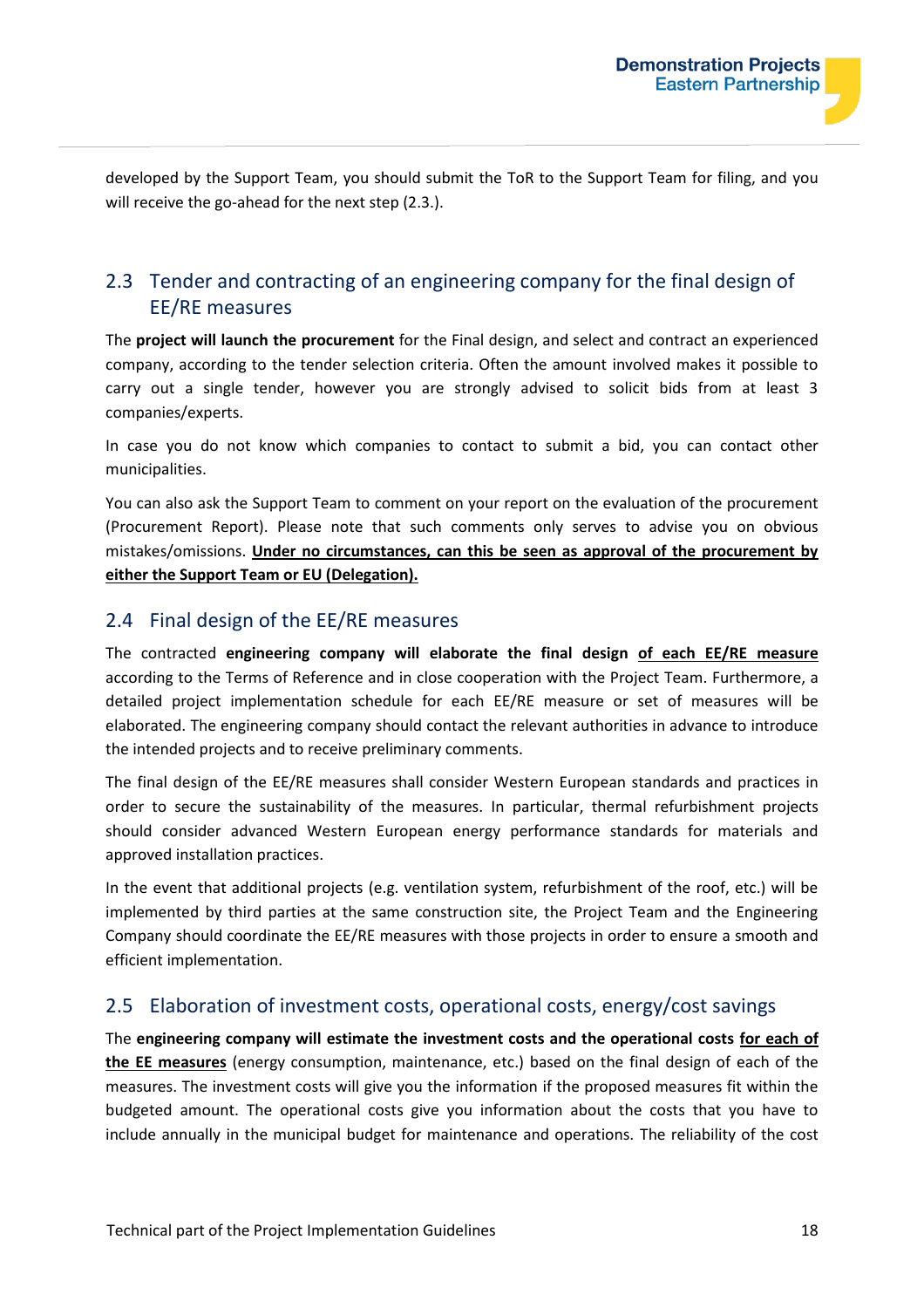developed by the Support Team, you should submit the ToR to the Support Team for filing, and you will receive the go-ahead for the next step (2.3.).

## 2.3 Tender and contracting of an engineering company for the final design of EE/RE measures

The **project will launch the procurement** for the Final design, and select and contract an experienced company, according to the tender selection criteria. Often the amount involved makes it possible to carry out a single tender, however you are strongly advised to solicit bids from at least 3 companies/experts.

In case you do not know which companies to contact to submit a bid, you can contact other municipalities.

You can also ask the Support Team to comment on your report on the evaluation of the procurement (Procurement Report). Please note that such comments only serves to advise you on obvious mistakes/omissions. **Under no circumstances, can this be seen as approval of the procurement by either the Support Team or EU (Delegation).**

## 2.4 Final design of the EE/RE measures

The contracted **engineering company will elaborate the final design of each EE/RE measure** according to the Terms of Reference and in close cooperation with the Project Team. Furthermore, a detailed project implementation schedule for each EE/RE measure or set of measures will be elaborated. The engineering company should contact the relevant authorities in advance to introduce the intended projects and to receive preliminary comments.

The final design of the EE/RE measures shall consider Western European standards and practices in order to secure the sustainability of the measures. In particular, thermal refurbishment projects should consider advanced Western European energy performance standards for materials and approved installation practices.

In the event that additional projects (e.g. ventilation system, refurbishment of the roof, etc.) will be implemented by third parties at the same construction site, the Project Team and the Engineering Company should coordinate the EE/RE measures with those projects in order to ensure a smooth and efficient implementation.

## 2.5 Elaboration of investment costs, operational costs, energy/cost savings

The **engineering company will estimate the investment costs and the operational costs for each of the EE measures** (energy consumption, maintenance, etc.) based on the final design of each of the measures. The investment costs will give you the information if the proposed measures fit within the budgeted amount. The operational costs give you information about the costs that you have to include annually in the municipal budget for maintenance and operations. The reliability of the cost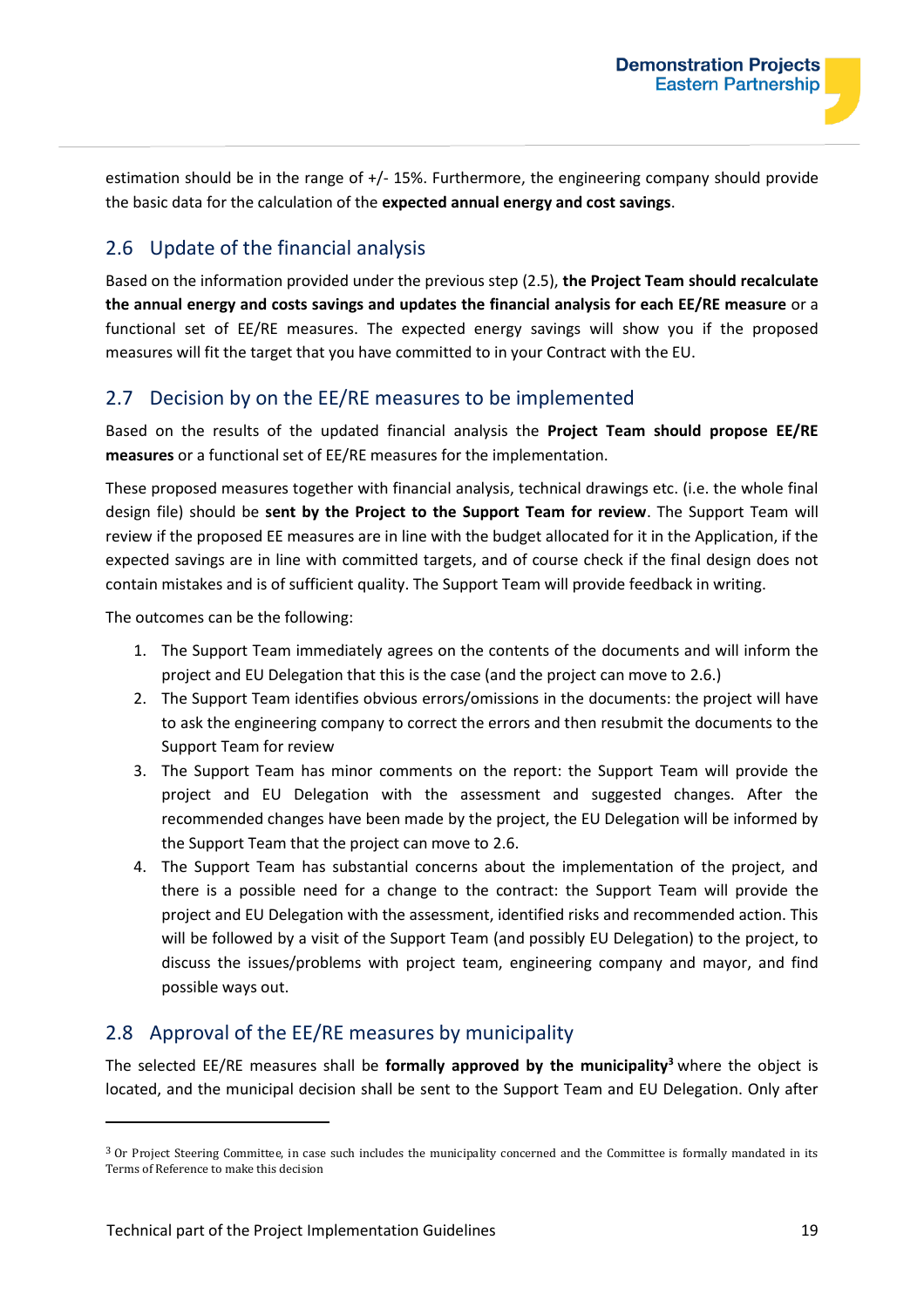estimation should be in the range of +/- 15%. Furthermore, the engineering company should provide the basic data for the calculation of the **expected annual energy and cost savings**.

## 2.6 Update of the financial analysis

Based on the information provided under the previous step (2.5), **the Project Team should recalculate the annual energy and costs savings and updates the financial analysis for each EE/RE measure** or a functional set of EE/RE measures. The expected energy savings will show you if the proposed measures will fit the target that you have committed to in your Contract with the EU.

## 2.7 Decision by on the EE/RE measures to be implemented

Based on the results of the updated financial analysis the **Project Team should propose EE/RE measures** or a functional set of EE/RE measures for the implementation.

These proposed measures together with financial analysis, technical drawings etc. (i.e. the whole final design file) should be **sent by the Project to the Support Team for review**. The Support Team will review if the proposed EE measures are in line with the budget allocated for it in the Application, if the expected savings are in line with committed targets, and of course check if the final design does not contain mistakes and is of sufficient quality. The Support Team will provide feedback in writing.

The outcomes can be the following:

1. The Support Team immediately agrees on the contents of the documents and will inform the project and EU Delegation that this is the case (and the project can move to 2.6.)
2. The Support Team identifies obvious errors/omissions in the documents: the project will have to ask the engineering company to correct the errors and then resubmit the documents to the Support Team for review
3. The Support Team has minor comments on the report: the Support Team will provide the project and EU Delegation with the assessment and suggested changes. After the recommended changes have been made by the project, the EU Delegation will be informed by the Support Team that the project can move to 2.6.
4. The Support Team has substantial concerns about the implementation of the project, and there is a possible need for a change to the contract: the Support Team will provide the project and EU Delegation with the assessment, identified risks and recommended action. This will be followed by a visit of the Support Team (and possibly EU Delegation) to the project, to discuss the issues/problems with project team, engineering company and mayor, and find possible ways out.

## 2.8 Approval of the EE/RE measures by municipality

The selected EE/RE measures shall be **formally approved by the municipality**[3] where the object is located, and the municipal decision shall be sent to the Support Team and EU Delegation. Only after

[3] Or Project Steering Committee, in case such includes the municipality concerned and the Committee is formally mandated in its Terms of Reference to make this decision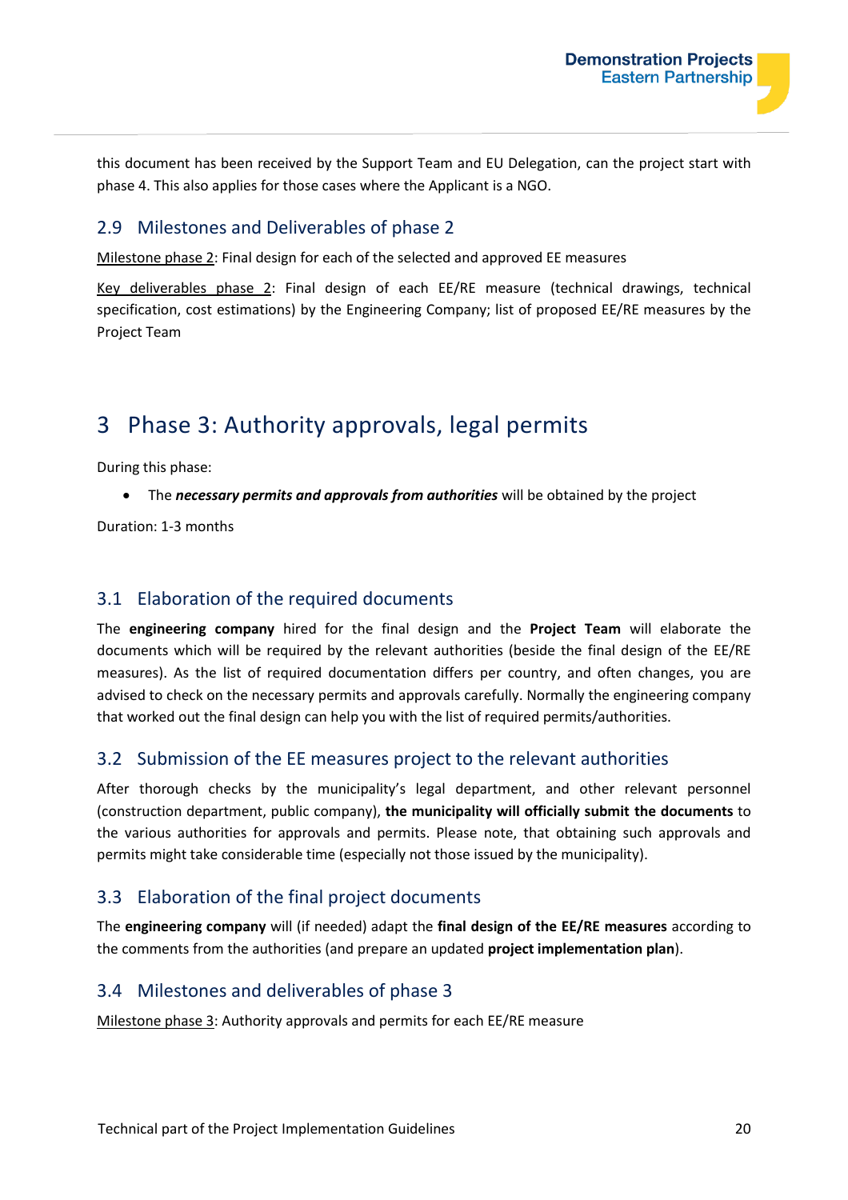this document has been received by the Support Team and EU Delegation, can the project start with phase 4. This also applies for those cases where the Applicant is a NGO.

## 2.9 Milestones and Deliverables of phase 2

<u>Milestone phase 2</u>: Final design for each of the selected and approved EE measures

<u>Key deliverables phase 2</u>: Final design of each EE/RE measure (technical drawings, technical specification, cost estimations) by the Engineering Company; list of proposed EE/RE measures by the Project Team

# 3 Phase 3: Authority approvals, legal permits

During this phase:

- The ***necessary permits and approvals from authorities*** will be obtained by the project

Duration: 1-3 months

## 3.1 Elaboration of the required documents

The **engineering company** hired for the final design and the **Project Team** will elaborate the documents which will be required by the relevant authorities (beside the final design of the EE/RE measures). As the list of required documentation differs per country, and often changes, you are advised to check on the necessary permits and approvals carefully. Normally the engineering company that worked out the final design can help you with the list of required permits/authorities.

## 3.2 Submission of the EE measures project to the relevant authorities

After thorough checks by the municipality's legal department, and other relevant personnel (construction department, public company), **the municipality will officially submit the documents** to the various authorities for approvals and permits. Please note, that obtaining such approvals and permits might take considerable time (especially not those issued by the municipality).

## 3.3 Elaboration of the final project documents

The **engineering company** will (if needed) adapt the **final design of the EE/RE measures** according to the comments from the authorities (and prepare an updated **project implementation plan**).

## 3.4 Milestones and deliverables of phase 3

<u>Milestone phase 3</u>: Authority approvals and permits for each EE/RE measure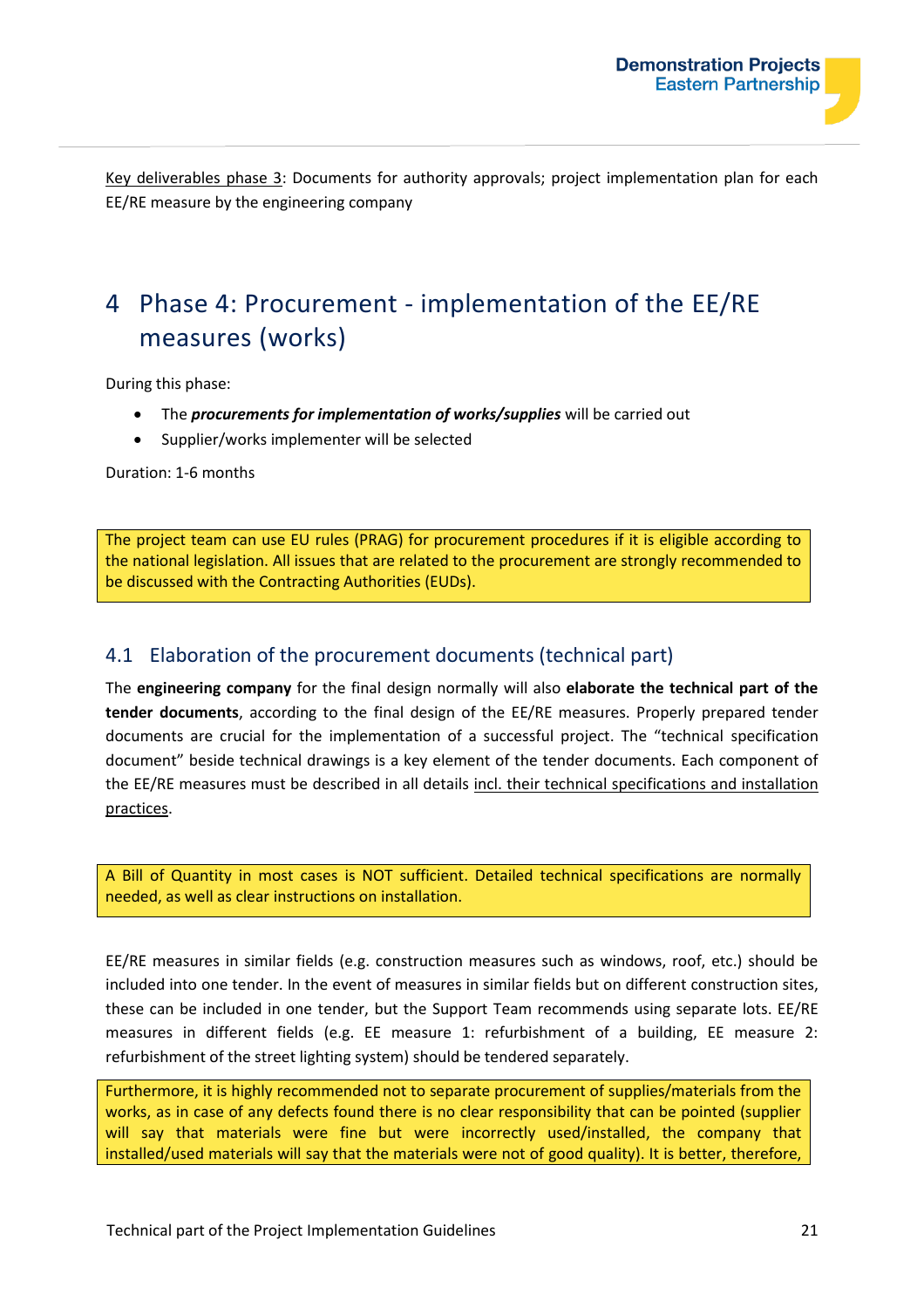Key deliverables phase 3: Documents for authority approvals; project implementation plan for each EE/RE measure by the engineering company

# 4 Phase 4: Procurement - implementation of the EE/RE measures (works)

During this phase:

- The ***procurements for implementation of works/supplies*** will be carried out
- Supplier/works implementer will be selected

Duration: 1-6 months

> The project team can use EU rules (PRAG) for procurement procedures if it is eligible according to the national legislation. All issues that are related to the procurement are strongly recommended to be discussed with the Contracting Authorities (EUDs).

## 4.1 Elaboration of the procurement documents (technical part)

The **engineering company** for the final design normally will also **elaborate the technical part of the tender documents**, according to the final design of the EE/RE measures. Properly prepared tender documents are crucial for the implementation of a successful project. The "technical specification document" beside technical drawings is a key element of the tender documents. Each component of the EE/RE measures must be described in all details incl. their technical specifications and installation practices.

> A Bill of Quantity in most cases is NOT sufficient. Detailed technical specifications are normally needed, as well as clear instructions on installation.

EE/RE measures in similar fields (e.g. construction measures such as windows, roof, etc.) should be included into one tender. In the event of measures in similar fields but on different construction sites, these can be included in one tender, but the Support Team recommends using separate lots. EE/RE measures in different fields (e.g. EE measure 1: refurbishment of a building, EE measure 2: refurbishment of the street lighting system) should be tendered separately.

> Furthermore, it is highly recommended not to separate procurement of supplies/materials from the works, as in case of any defects found there is no clear responsibility that can be pointed (supplier will say that materials were fine but were incorrectly used/installed, the company that installed/used materials will say that the materials were not of good quality). It is better, therefore,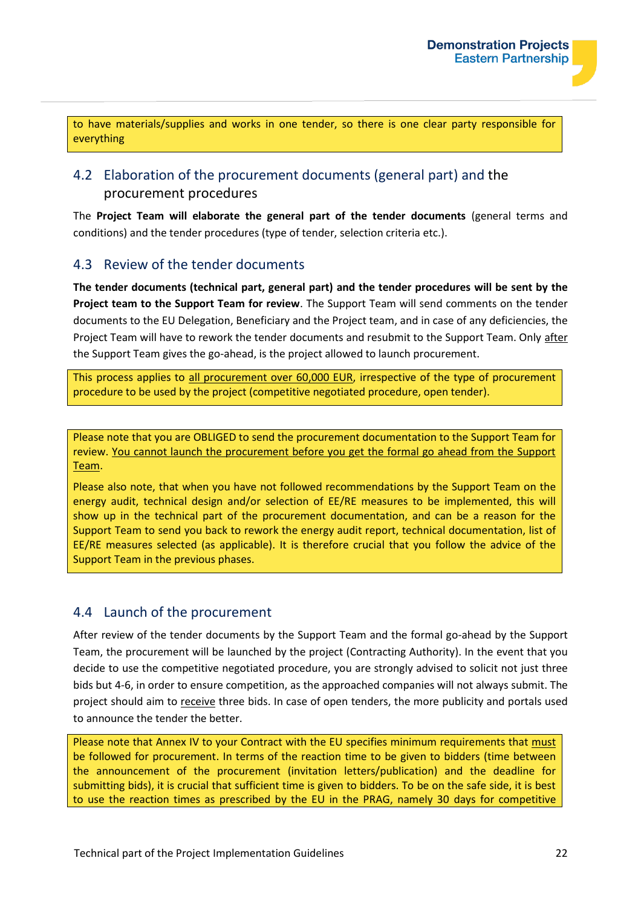to have materials/supplies and works in one tender, so there is one clear party responsible for everything

## 4.2 Elaboration of the procurement documents (general part) and the procurement procedures

The **Project Team will elaborate the general part of the tender documents** (general terms and conditions) and the tender procedures (type of tender, selection criteria etc.).

## 4.3 Review of the tender documents

**The tender documents (technical part, general part) and the tender procedures will be sent by the Project team to the Support Team for review**. The Support Team will send comments on the tender documents to the EU Delegation, Beneficiary and the Project team, and in case of any deficiencies, the Project Team will have to rework the tender documents and resubmit to the Support Team. Only after the Support Team gives the go-ahead, is the project allowed to launch procurement.

This process applies to all procurement over 60,000 EUR, irrespective of the type of procurement procedure to be used by the project (competitive negotiated procedure, open tender).

Please note that you are OBLIGED to send the procurement documentation to the Support Team for review. You cannot launch the procurement before you get the formal go ahead from the Support Team.

Please also note, that when you have not followed recommendations by the Support Team on the energy audit, technical design and/or selection of EE/RE measures to be implemented, this will show up in the technical part of the procurement documentation, and can be a reason for the Support Team to send you back to rework the energy audit report, technical documentation, list of EE/RE measures selected (as applicable). It is therefore crucial that you follow the advice of the Support Team in the previous phases.

## 4.4 Launch of the procurement

After review of the tender documents by the Support Team and the formal go-ahead by the Support Team, the procurement will be launched by the project (Contracting Authority). In the event that you decide to use the competitive negotiated procedure, you are strongly advised to solicit not just three bids but 4-6, in order to ensure competition, as the approached companies will not always submit. The project should aim to receive three bids. In case of open tenders, the more publicity and portals used to announce the tender the better.

Please note that Annex IV to your Contract with the EU specifies minimum requirements that must be followed for procurement. In terms of the reaction time to be given to bidders (time between the announcement of the procurement (invitation letters/publication) and the deadline for submitting bids), it is crucial that sufficient time is given to bidders. To be on the safe side, it is best to use the reaction times as prescribed by the EU in the PRAG, namely 30 days for competitive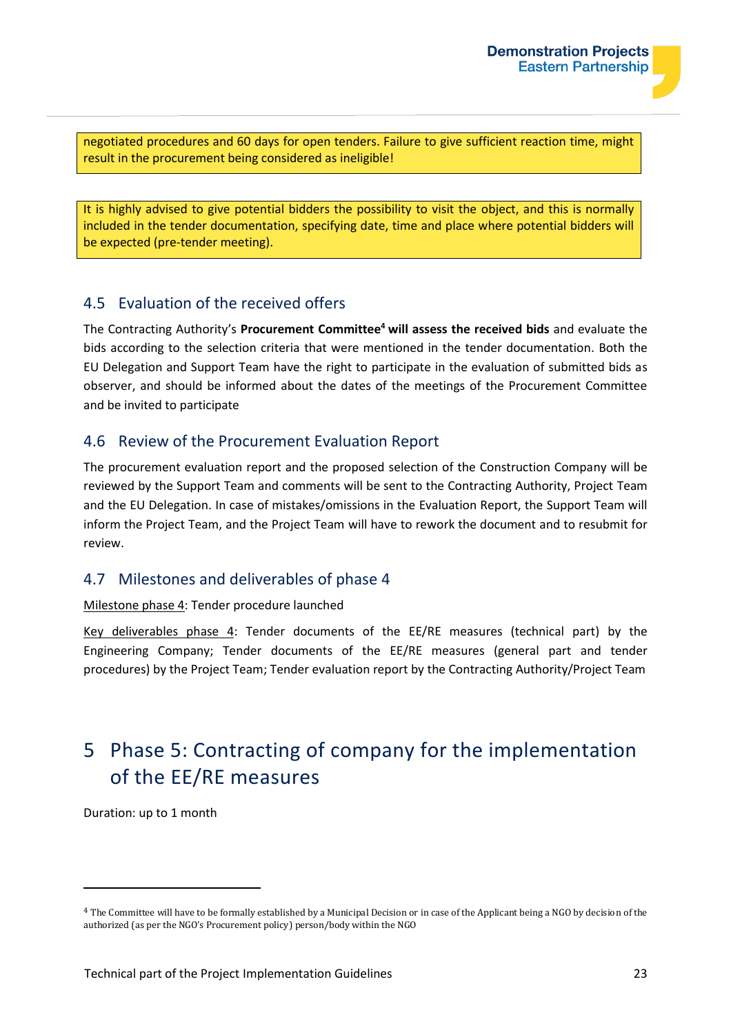negotiated procedures and 60 days for open tenders. Failure to give sufficient reaction time, might result in the procurement being considered as ineligible!

It is highly advised to give potential bidders the possibility to visit the object, and this is normally included in the tender documentation, specifying date, time and place where potential bidders will be expected (pre-tender meeting).

## 4.5 Evaluation of the received offers

The Contracting Authority's **Procurement Committee**[4] **will assess the received bids** and evaluate the bids according to the selection criteria that were mentioned in the tender documentation. Both the EU Delegation and Support Team have the right to participate in the evaluation of submitted bids as observer, and should be informed about the dates of the meetings of the Procurement Committee and be invited to participate

## 4.6 Review of the Procurement Evaluation Report

The procurement evaluation report and the proposed selection of the Construction Company will be reviewed by the Support Team and comments will be sent to the Contracting Authority, Project Team and the EU Delegation. In case of mistakes/omissions in the Evaluation Report, the Support Team will inform the Project Team, and the Project Team will have to rework the document and to resubmit for review.

## 4.7 Milestones and deliverables of phase 4

Milestone phase 4: Tender procedure launched

Key deliverables phase 4: Tender documents of the EE/RE measures (technical part) by the Engineering Company; Tender documents of the EE/RE measures (general part and tender procedures) by the Project Team; Tender evaluation report by the Contracting Authority/Project Team

# 5 Phase 5: Contracting of company for the implementation of the EE/RE measures

Duration: up to 1 month

[4] The Committee will have to be formally established by a Municipal Decision or in case of the Applicant being a NGO by decision of the authorized (as per the NGO's Procurement policy) person/body within the NGO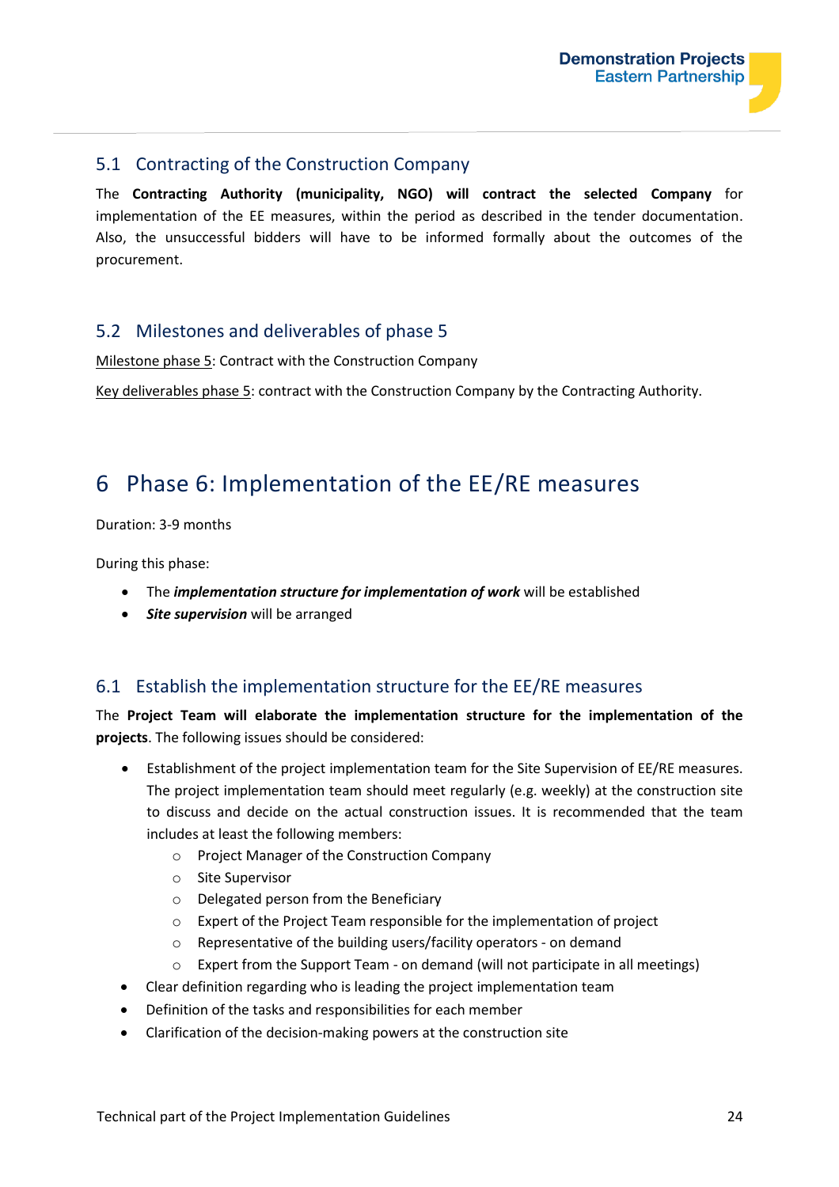## 5.1 Contracting of the Construction Company

The **Contracting Authority (municipality, NGO) will contract the selected Company** for implementation of the EE measures, within the period as described in the tender documentation. Also, the unsuccessful bidders will have to be informed formally about the outcomes of the procurement.

## 5.2 Milestones and deliverables of phase 5

Milestone phase 5: Contract with the Construction Company

Key deliverables phase 5: contract with the Construction Company by the Contracting Authority.

# 6 Phase 6: Implementation of the EE/RE measures

Duration: 3-9 months

During this phase:

- The ***implementation structure for implementation of work*** will be established
- ***Site supervision*** will be arranged

## 6.1 Establish the implementation structure for the EE/RE measures

The **Project Team will elaborate the implementation structure for the implementation of the projects**. The following issues should be considered:

- Establishment of the project implementation team for the Site Supervision of EE/RE measures. The project implementation team should meet regularly (e.g. weekly) at the construction site to discuss and decide on the actual construction issues. It is recommended that the team includes at least the following members:
  - Project Manager of the Construction Company
  - Site Supervisor
  - Delegated person from the Beneficiary
  - Expert of the Project Team responsible for the implementation of project
  - Representative of the building users/facility operators - on demand
  - Expert from the Support Team - on demand (will not participate in all meetings)
- Clear definition regarding who is leading the project implementation team
- Definition of the tasks and responsibilities for each member
- Clarification of the decision-making powers at the construction site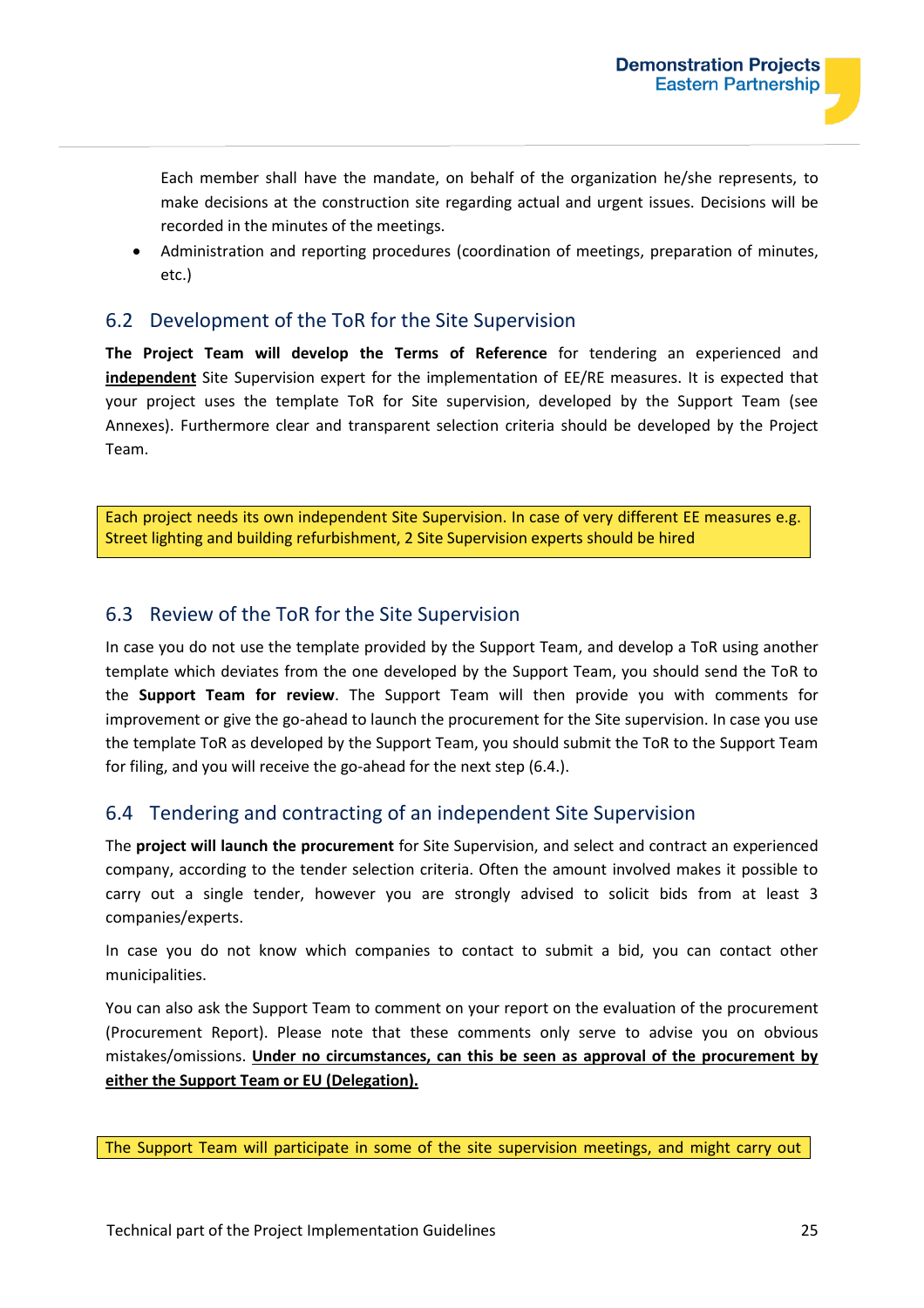Each member shall have the mandate, on behalf of the organization he/she represents, to make decisions at the construction site regarding actual and urgent issues. Decisions will be recorded in the minutes of the meetings.

- Administration and reporting procedures (coordination of meetings, preparation of minutes, etc.)

## 6.2 Development of the ToR for the Site Supervision

**The Project Team will develop the Terms of Reference** for tendering an experienced and **independent** Site Supervision expert for the implementation of EE/RE measures. It is expected that your project uses the template ToR for Site supervision, developed by the Support Team (see Annexes). Furthermore clear and transparent selection criteria should be developed by the Project Team.

> Each project needs its own independent Site Supervision. In case of very different EE measures e.g. Street lighting and building refurbishment, 2 Site Supervision experts should be hired

## 6.3 Review of the ToR for the Site Supervision

In case you do not use the template provided by the Support Team, and develop a ToR using another template which deviates from the one developed by the Support Team, you should send the ToR to the **Support Team for review**. The Support Team will then provide you with comments for improvement or give the go-ahead to launch the procurement for the Site supervision. In case you use the template ToR as developed by the Support Team, you should submit the ToR to the Support Team for filing, and you will receive the go-ahead for the next step (6.4.).

## 6.4 Tendering and contracting of an independent Site Supervision

The **project will launch the procurement** for Site Supervision, and select and contract an experienced company, according to the tender selection criteria. Often the amount involved makes it possible to carry out a single tender, however you are strongly advised to solicit bids from at least 3 companies/experts.

In case you do not know which companies to contact to submit a bid, you can contact other municipalities.

You can also ask the Support Team to comment on your report on the evaluation of the procurement (Procurement Report). Please note that these comments only serve to advise you on obvious mistakes/omissions. **Under no circumstances, can this be seen as approval of the procurement by either the Support Team or EU (Delegation).**

> The Support Team will participate in some of the site supervision meetings, and might carry out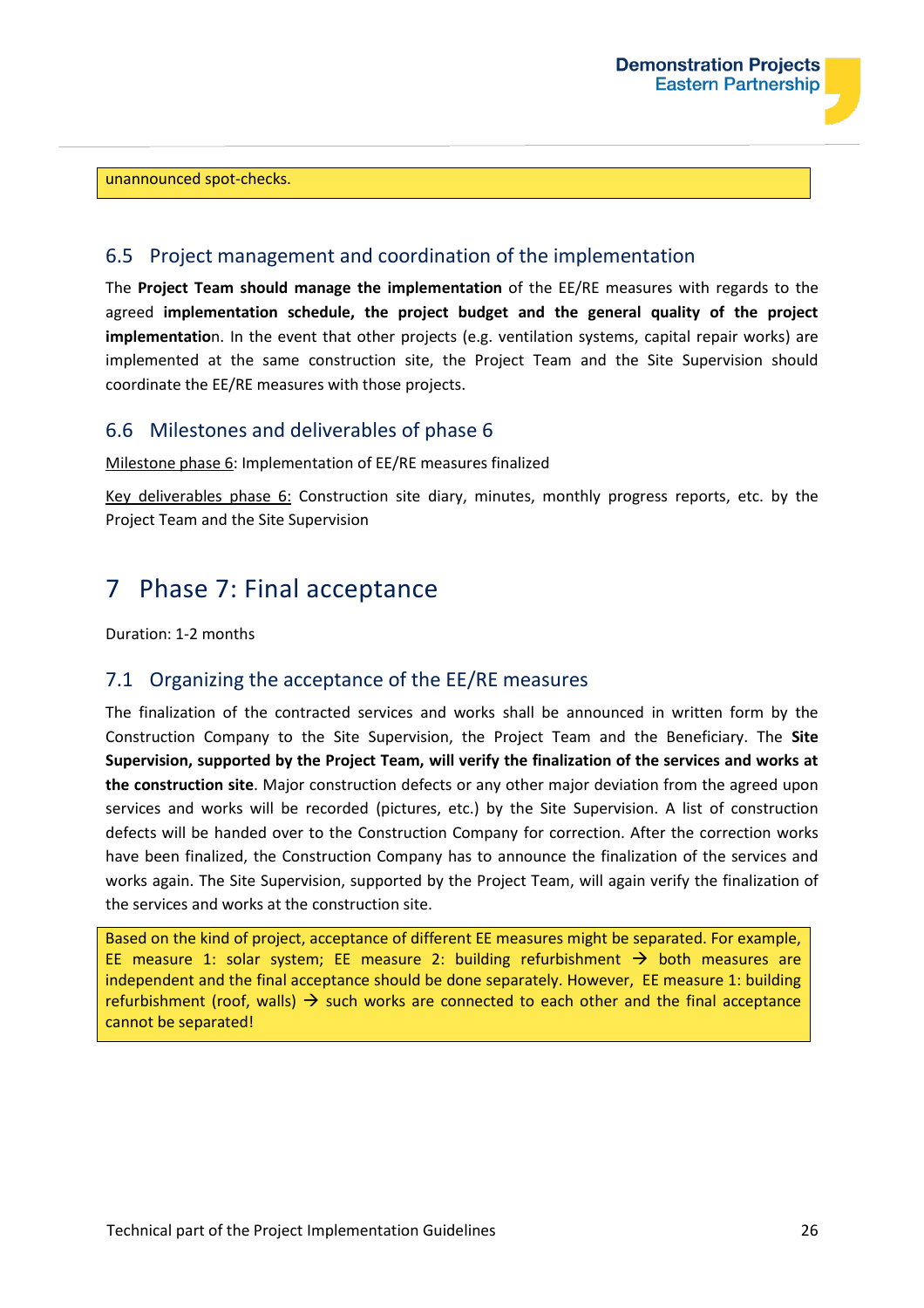unannounced spot-checks.

## 6.5 Project management and coordination of the implementation

The **Project Team should manage the implementation** of the EE/RE measures with regards to the agreed **implementation schedule, the project budget and the general quality of the project implementatio**n. In the event that other projects (e.g. ventilation systems, capital repair works) are implemented at the same construction site, the Project Team and the Site Supervision should coordinate the EE/RE measures with those projects.

## 6.6 Milestones and deliverables of phase 6

Milestone phase 6: Implementation of EE/RE measures finalized

Key deliverables phase 6: Construction site diary, minutes, monthly progress reports, etc. by the Project Team and the Site Supervision

# 7 Phase 7: Final acceptance

Duration: 1-2 months

## 7.1 Organizing the acceptance of the EE/RE measures

The finalization of the contracted services and works shall be announced in written form by the Construction Company to the Site Supervision, the Project Team and the Beneficiary. The **Site Supervision, supported by the Project Team, will verify the finalization of the services and works at the construction site**. Major construction defects or any other major deviation from the agreed upon services and works will be recorded (pictures, etc.) by the Site Supervision. A list of construction defects will be handed over to the Construction Company for correction. After the correction works have been finalized, the Construction Company has to announce the finalization of the services and works again. The Site Supervision, supported by the Project Team, will again verify the finalization of the services and works at the construction site.

Based on the kind of project, acceptance of different EE measures might be separated. For example, EE measure 1: solar system; EE measure 2: building refurbishment → both measures are independent and the final acceptance should be done separately. However, EE measure 1: building refurbishment (roof, walls) → such works are connected to each other and the final acceptance cannot be separated!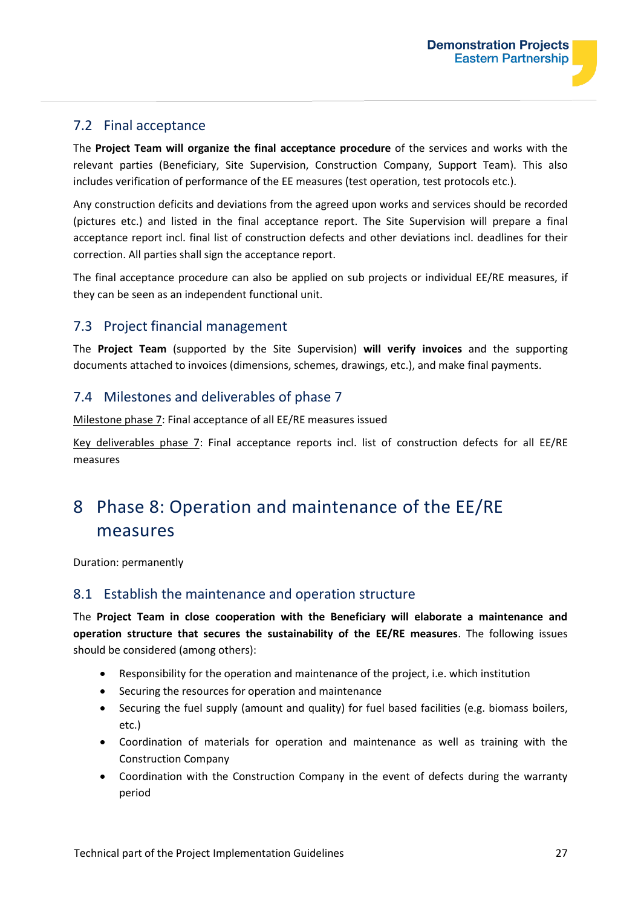## 7.2 Final acceptance

The **Project Team will organize the final acceptance procedure** of the services and works with the relevant parties (Beneficiary, Site Supervision, Construction Company, Support Team). This also includes verification of performance of the EE measures (test operation, test protocols etc.).

Any construction deficits and deviations from the agreed upon works and services should be recorded (pictures etc.) and listed in the final acceptance report. The Site Supervision will prepare a final acceptance report incl. final list of construction defects and other deviations incl. deadlines for their correction. All parties shall sign the acceptance report.

The final acceptance procedure can also be applied on sub projects or individual EE/RE measures, if they can be seen as an independent functional unit.

## 7.3 Project financial management

The **Project Team** (supported by the Site Supervision) **will verify invoices** and the supporting documents attached to invoices (dimensions, schemes, drawings, etc.), and make final payments.

## 7.4 Milestones and deliverables of phase 7

Milestone phase 7: Final acceptance of all EE/RE measures issued

Key deliverables phase 7: Final acceptance reports incl. list of construction defects for all EE/RE measures

# 8 Phase 8: Operation and maintenance of the EE/RE measures

Duration: permanently

## 8.1 Establish the maintenance and operation structure

The **Project Team in close cooperation with the Beneficiary will elaborate a maintenance and operation structure that secures the sustainability of the EE/RE measures**. The following issues should be considered (among others):

- Responsibility for the operation and maintenance of the project, i.e. which institution
- Securing the resources for operation and maintenance
- Securing the fuel supply (amount and quality) for fuel based facilities (e.g. biomass boilers, etc.)
- Coordination of materials for operation and maintenance as well as training with the Construction Company
- Coordination with the Construction Company in the event of defects during the warranty period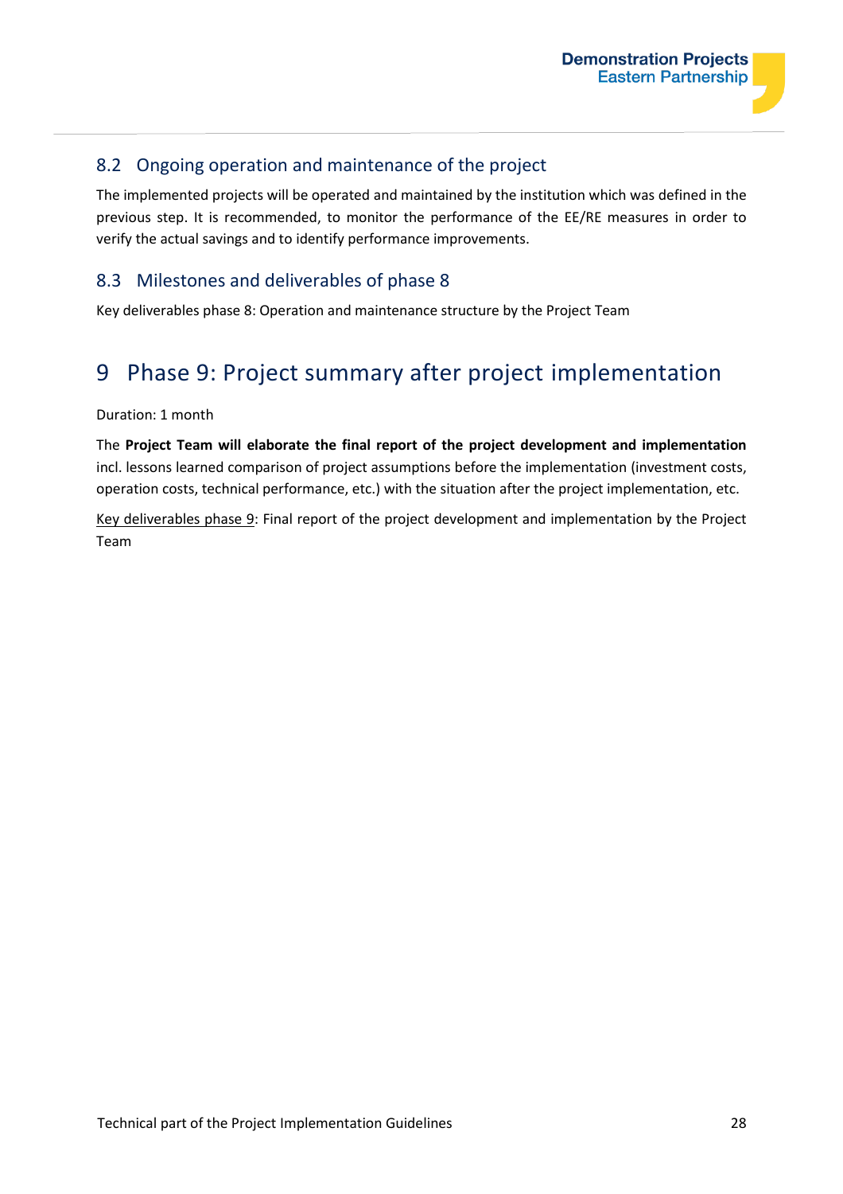## 8.2 Ongoing operation and maintenance of the project

The implemented projects will be operated and maintained by the institution which was defined in the previous step. It is recommended, to monitor the performance of the EE/RE measures in order to verify the actual savings and to identify performance improvements.

## 8.3 Milestones and deliverables of phase 8

Key deliverables phase 8: Operation and maintenance structure by the Project Team

# 9 Phase 9: Project summary after project implementation

Duration: 1 month

The **Project Team will elaborate the final report of the project development and implementation** incl. lessons learned comparison of project assumptions before the implementation (investment costs, operation costs, technical performance, etc.) with the situation after the project implementation, etc.

Key deliverables phase 9: Final report of the project development and implementation by the Project Team